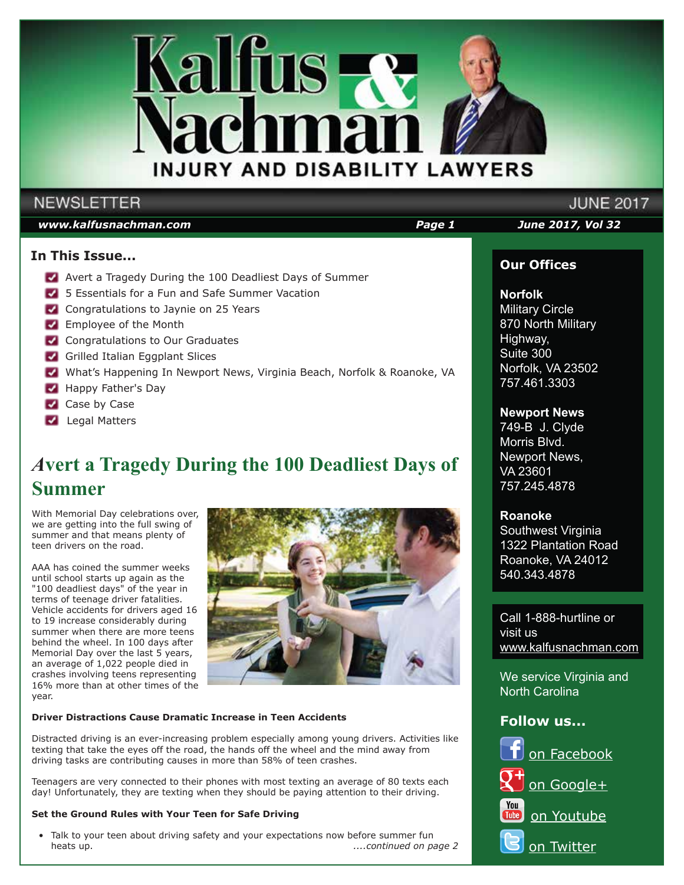# Kalfus & Nachman

## INJURY AND DISABILITY LAWYERS

NEWSLETTER — JUNE 2017

www.kalfusnachman.com — June 2017, Vol 32

### In This Issue...

- Avert a Tragedy During the 100 Deadliest Days of Summer
- 5 Essentials for a Fun and Safe Summer Vacation
- Congratulations to Jaynie on 25 Years
- Employee of the Month
- Congratulations to Our Graduates
- Grilled Italian Eggplant Slices
- What's Happening In Newport News, Virginia Beach, Norfolk & Roanoke, VA
- Happy Father's Day
- Case by Case
- Legal Matters

## Avert a Tragedy During the 100 Deadliest Days of Summer

With Memorial Day celebrations over, we are getting into the full swing of summer and that means plenty of teen drivers on the road.

AAA has coined the summer weeks until school starts up again as the "100 deadliest days" of the year in terms of teenage driver fatalities. Vehicle accidents for drivers aged 16 to 19 increase considerably during summer when there are more teens behind the wheel. In 100 days after Memorial Day over the last 5 years, an average of 1,022 people died in crashes involving teens representing 16% more than at other times of the year.

**Driver Distractions Cause Dramatic Increase in Teen Accidents**

Distracted driving is an ever-increasing problem especially among young drivers. Activities like texting that take the eyes off the road, the hands off the wheel and the mind away from driving tasks are contributing causes in more than 58% of teen crashes.

Teenagers are very connected to their phones with most texting an average of 80 texts each day! Unfortunately, they are texting when they should be paying attention to their driving.

**Set the Ground Rules with Your Teen for Safe Driving**

- Talk to your teen about driving safety and your expectations now before summer fun heats up.

*....continued on page 2*

### Our Offices

**Norfolk**
Military Circle
870 North Military Highway,
Suite 300
Norfolk, VA 23502
757.461.3303

**Newport News**
749-B J. Clyde Morris Blvd.
Newport News, VA 23601
757.245.4878

**Roanoke**
Southwest Virginia
1322 Plantation Road
Roanoke, VA 24012
540.343.4878

Call 1-888-hurtline or visit us www.kalfusnachman.com

We service Virginia and North Carolina

### Follow us...

on Facebook

on Google+

on Youtube

on Twitter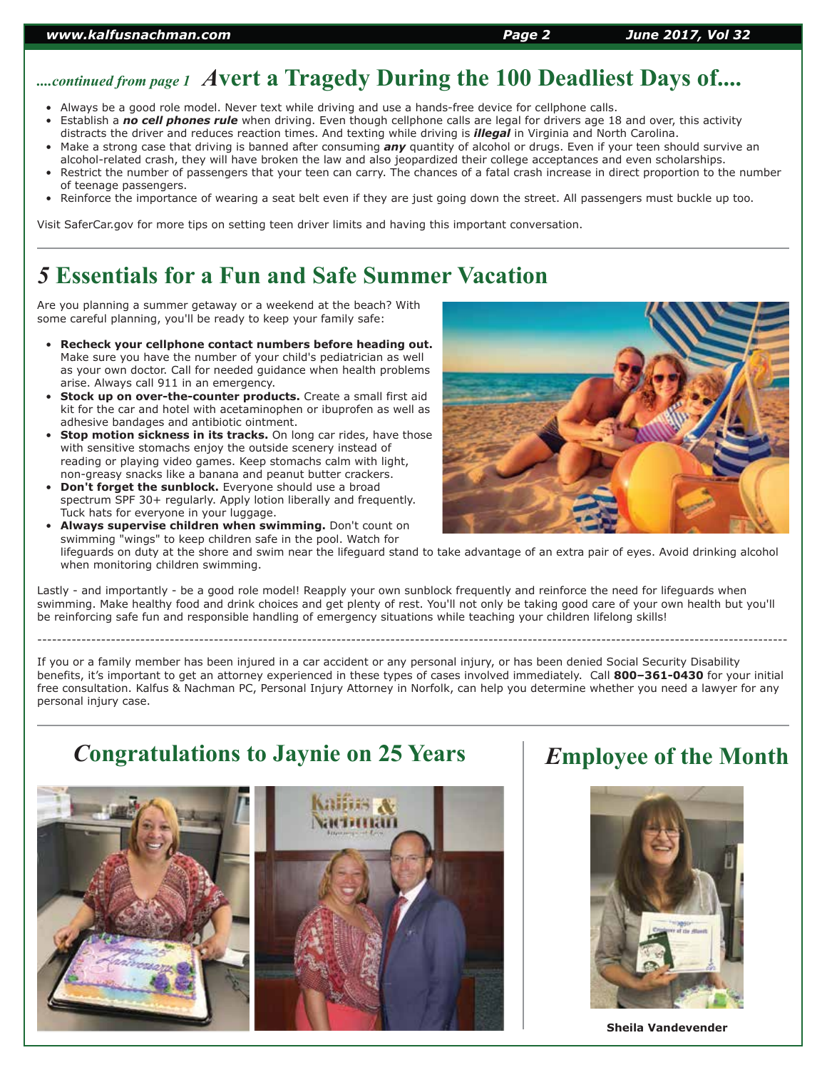## ....continued from page 1 Avert a Tragedy During the 100 Deadliest Days of....

- Always be a good role model. Never text while driving and use a hands-free device for cellphone calls.
- Establish a ***no cell phones rule*** when driving. Even though cellphone calls are legal for drivers age 18 and over, this activity distracts the driver and reduces reaction times. And texting while driving is ***illegal*** in Virginia and North Carolina.
- Make a strong case that driving is banned after consuming ***any*** quantity of alcohol or drugs. Even if your teen should survive an alcohol-related crash, they will have broken the law and also jeopardized their college acceptances and even scholarships.
- Restrict the number of passengers that your teen can carry. The chances of a fatal crash increase in direct proportion to the number of teenage passengers.
- Reinforce the importance of wearing a seat belt even if they are just going down the street. All passengers must buckle up too.

Visit SaferCar.gov for more tips on setting teen driver limits and having this important conversation.

## 5 Essentials for a Fun and Safe Summer Vacation

Are you planning a summer getaway or a weekend at the beach? With some careful planning, you'll be ready to keep your family safe:

- **Recheck your cellphone contact numbers before heading out.** Make sure you have the number of your child's pediatrician as well as your own doctor. Call for needed guidance when health problems arise. Always call 911 in an emergency.
- **Stock up on over-the-counter products.** Create a small first aid kit for the car and hotel with acetaminophen or ibuprofen as well as adhesive bandages and antibiotic ointment.
- **Stop motion sickness in its tracks.** On long car rides, have those with sensitive stomachs enjoy the outside scenery instead of reading or playing video games. Keep stomachs calm with light, non-greasy snacks like a banana and peanut butter crackers.
- **Don't forget the sunblock.** Everyone should use a broad spectrum SPF 30+ regularly. Apply lotion liberally and frequently. Tuck hats for everyone in your luggage.
- **Always supervise children when swimming.** Don't count on swimming "wings" to keep children safe in the pool. Watch for lifeguards on duty at the shore and swim near the lifeguard stand to take advantage of an extra pair of eyes. Avoid drinking alcohol when monitoring children swimming.

Lastly - and importantly - be a good role model! Reapply your own sunblock frequently and reinforce the need for lifeguards when swimming. Make healthy food and drink choices and get plenty of rest. You'll not only be taking good care of your own health but you'll be reinforcing safe fun and responsible handling of emergency situations while teaching your children lifelong skills!

---

If you or a family member has been injured in a car accident or any personal injury, or has been denied Social Security Disability benefits, it's important to get an attorney experienced in these types of cases involved immediately. Call **800–361-0430** for your initial free consultation. Kalfus & Nachman PC, Personal Injury Attorney in Norfolk, can help you determine whether you need a lawyer for any personal injury case.

## Congratulations to Jaynie on 25 Years

## Employee of the Month

Sheila Vandevender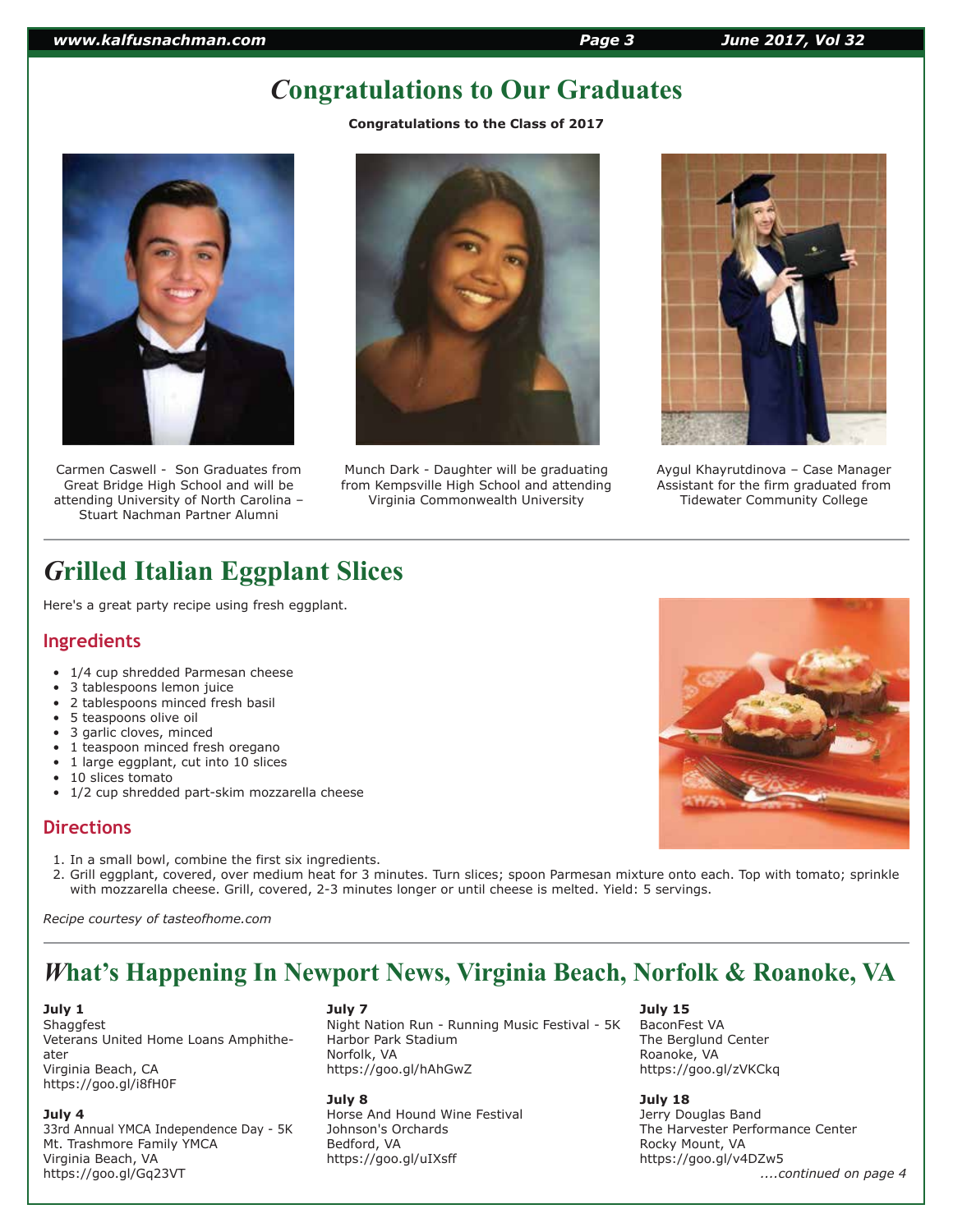# Congratulations to Our Graduates

**Congratulations to the Class of 2017**

Carmen Caswell - Son Graduates from Great Bridge High School and will be attending University of North Carolina – Stuart Nachman Partner Alumni

Munch Dark - Daughter will be graduating from Kempsville High School and attending Virginia Commonwealth University

Aygul Khayrutdinova – Case Manager Assistant for the firm graduated from Tidewater Community College

# Grilled Italian Eggplant Slices

Here's a great party recipe using fresh eggplant.

## Ingredients

- 1/4 cup shredded Parmesan cheese
- 3 tablespoons lemon juice
- 2 tablespoons minced fresh basil
- 5 teaspoons olive oil
- 3 garlic cloves, minced
- 1 teaspoon minced fresh oregano
- 1 large eggplant, cut into 10 slices
- 10 slices tomato
- 1/2 cup shredded part-skim mozzarella cheese

## Directions

1. In a small bowl, combine the first six ingredients.
2. Grill eggplant, covered, over medium heat for 3 minutes. Turn slices; spoon Parmesan mixture onto each. Top with tomato; sprinkle with mozzarella cheese. Grill, covered, 2-3 minutes longer or until cheese is melted. Yield: 5 servings.

*Recipe courtesy of tasteofhome.com*

# What's Happening In Newport News, Virginia Beach, Norfolk & Roanoke, VA

**July 1**
Shaggfest
Veterans United Home Loans Amphitheater
Virginia Beach, CA
https://goo.gl/i8fH0F

**July 4**
33rd Annual YMCA Independence Day - 5K
Mt. Trashmore Family YMCA
Virginia Beach, VA
https://goo.gl/Gq23VT

**July 7**
Night Nation Run - Running Music Festival - 5K
Harbor Park Stadium
Norfolk, VA
https://goo.gl/hAhGwZ

**July 8**
Horse And Hound Wine Festival
Johnson's Orchards
Bedford, VA
https://goo.gl/uIXsff

**July 15**
BaconFest VA
The Berglund Center
Roanoke, VA
https://goo.gl/zVKCkq

**July 18**
Jerry Douglas Band
The Harvester Performance Center
Rocky Mount, VA
https://goo.gl/v4DZw5

*....continued on page 4*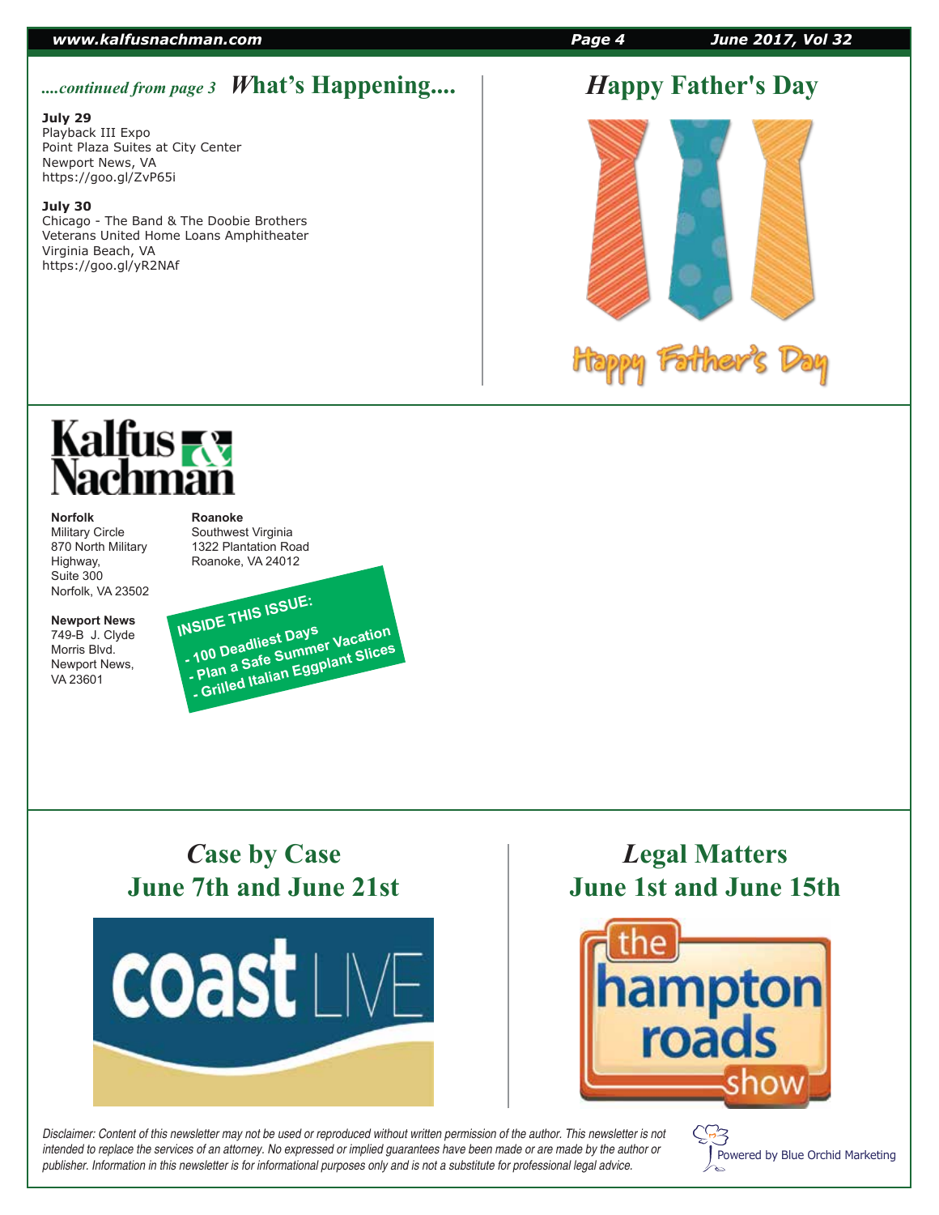*....continued from page 3* **What's Happening....**

**July 29**
Playback III Expo
Point Plaza Suites at City Center
Newport News, VA
https://goo.gl/ZvP65i

**July 30**
Chicago - The Band & The Doobie Brothers
Veterans United Home Loans Amphitheater
Virginia Beach, VA
https://goo.gl/yR2NAf

## Happy Father's Day

Happy Father's Day

Kalfus & Nachman

**Norfolk**
Military Circle
870 North Military Highway,
Suite 300
Norfolk, VA 23502

**Newport News**
749-B J. Clyde Morris Blvd.
Newport News, VA 23601

**Roanoke**
Southwest Virginia
1322 Plantation Road
Roanoke, VA 24012

**INSIDE THIS ISSUE:**
- 100 Deadliest Days
- Plan a Safe Summer Vacation
- Grilled Italian Eggplant Slices

## Case by Case
## June 7th and June 21st

coast LIVE

## Legal Matters
## June 1st and June 15th

the hampton roads show

*Disclaimer: Content of this newsletter may not be used or reproduced without written permission of the author. This newsletter is not intended to replace the services of an attorney. No expressed or implied guarantees have been made or are made by the author or publisher. Information in this newsletter is for informational purposes only and is not a substitute for professional legal advice.*

Powered by Blue Orchid Marketing